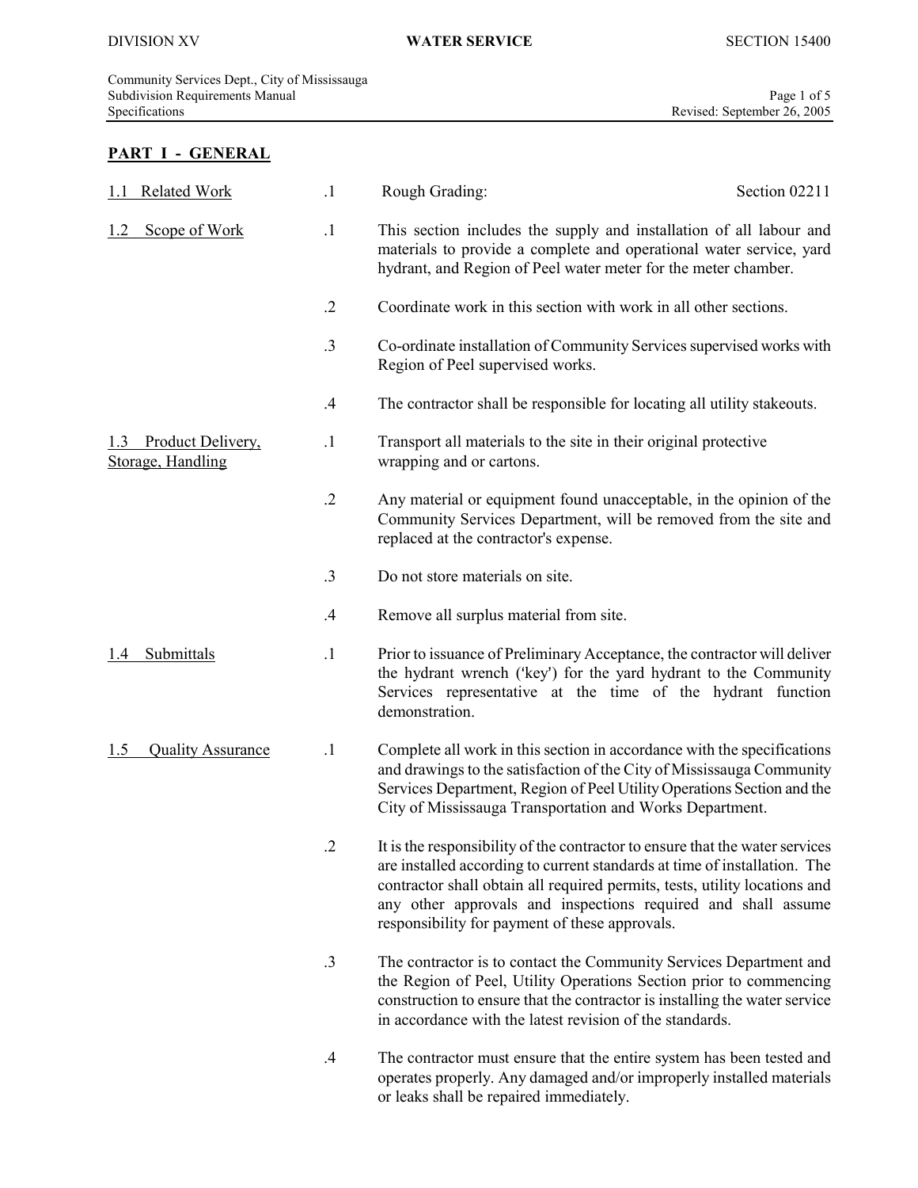## PART I - GENERAL

**1.1 Related Work**

.1 Rough Grading: Section 02211

**1.2 Scope of Work**

.1 This section includes the supply and installation of all labour and materials to provide a complete and operational water service, yard hydrant, and Region of Peel water meter for the meter chamber.

.2 Coordinate work in this section with work in all other sections.

.3 Co-ordinate installation of Community Services supervised works with Region of Peel supervised works.

.4 The contractor shall be responsible for locating all utility stakeouts.

**1.3 Product Delivery, Storage, Handling**

.1 Transport all materials to the site in their original protective wrapping and or cartons.

.2 Any material or equipment found unacceptable, in the opinion of the Community Services Department, will be removed from the site and replaced at the contractor's expense.

.3 Do not store materials on site.

.4 Remove all surplus material from site.

**1.4 Submittals**

.1 Prior to issuance of Preliminary Acceptance, the contractor will deliver the hydrant wrench ('key') for the yard hydrant to the Community Services representative at the time of the hydrant function demonstration.

**1.5 Quality Assurance**

.1 Complete all work in this section in accordance with the specifications and drawings to the satisfaction of the City of Mississauga Community Services Department, Region of Peel Utility Operations Section and the City of Mississauga Transportation and Works Department.

.2 It is the responsibility of the contractor to ensure that the water services are installed according to current standards at time of installation. The contractor shall obtain all required permits, tests, utility locations and any other approvals and inspections required and shall assume responsibility for payment of these approvals.

.3 The contractor is to contact the Community Services Department and the Region of Peel, Utility Operations Section prior to commencing construction to ensure that the contractor is installing the water service in accordance with the latest revision of the standards.

.4 The contractor must ensure that the entire system has been tested and operates properly. Any damaged and/or improperly installed materials or leaks shall be repaired immediately.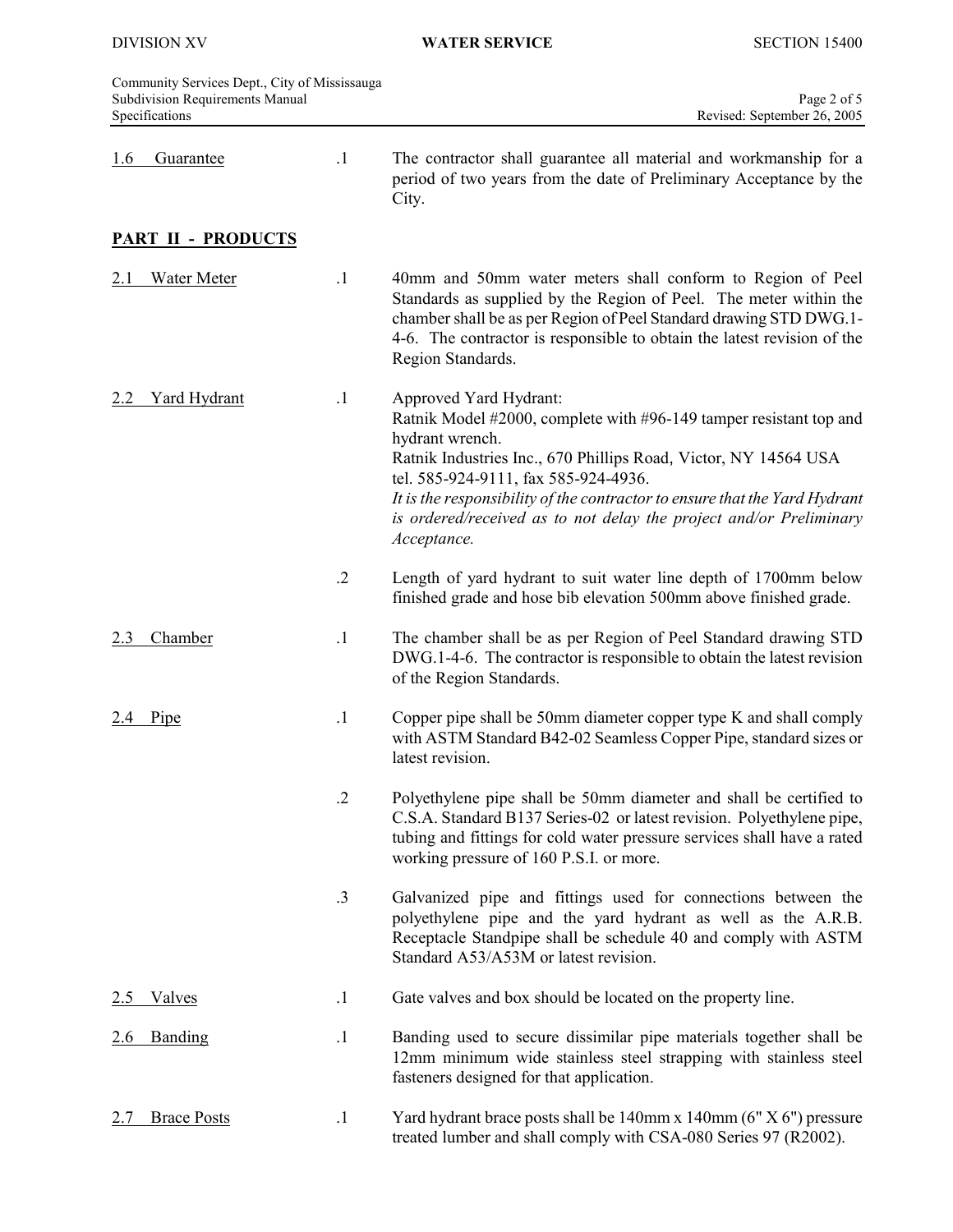1.6 Guarantee

.1 The contractor shall guarantee all material and workmanship for a period of two years from the date of Preliminary Acceptance by the City.

## PART II - PRODUCTS

2.1 Water Meter

.1 40mm and 50mm water meters shall conform to Region of Peel Standards as supplied by the Region of Peel. The meter within the chamber shall be as per Region of Peel Standard drawing STD DWG.1-4-6. The contractor is responsible to obtain the latest revision of the Region Standards.

2.2 Yard Hydrant

.1 Approved Yard Hydrant:
Ratnik Model #2000, complete with #96-149 tamper resistant top and hydrant wrench.
Ratnik Industries Inc., 670 Phillips Road, Victor, NY 14564 USA
tel. 585-924-9111, fax 585-924-4936.
*It is the responsibility of the contractor to ensure that the Yard Hydrant is ordered/received as to not delay the project and/or Preliminary Acceptance.*

.2 Length of yard hydrant to suit water line depth of 1700mm below finished grade and hose bib elevation 500mm above finished grade.

2.3 Chamber

.1 The chamber shall be as per Region of Peel Standard drawing STD DWG.1-4-6. The contractor is responsible to obtain the latest revision of the Region Standards.

2.4 Pipe

.1 Copper pipe shall be 50mm diameter copper type K and shall comply with ASTM Standard B42-02 Seamless Copper Pipe, standard sizes or latest revision.

.2 Polyethylene pipe shall be 50mm diameter and shall be certified to C.S.A. Standard B137 Series-02 or latest revision. Polyethylene pipe, tubing and fittings for cold water pressure services shall have a rated working pressure of 160 P.S.I. or more.

.3 Galvanized pipe and fittings used for connections between the polyethylene pipe and the yard hydrant as well as the A.R.B. Receptacle Standpipe shall be schedule 40 and comply with ASTM Standard A53/A53M or latest revision.

2.5 Valves

.1 Gate valves and box should be located on the property line.

2.6 Banding

.1 Banding used to secure dissimilar pipe materials together shall be 12mm minimum wide stainless steel strapping with stainless steel fasteners designed for that application.

2.7 Brace Posts

.1 Yard hydrant brace posts shall be 140mm x 140mm (6" X 6") pressure treated lumber and shall comply with CSA-080 Series 97 (R2002).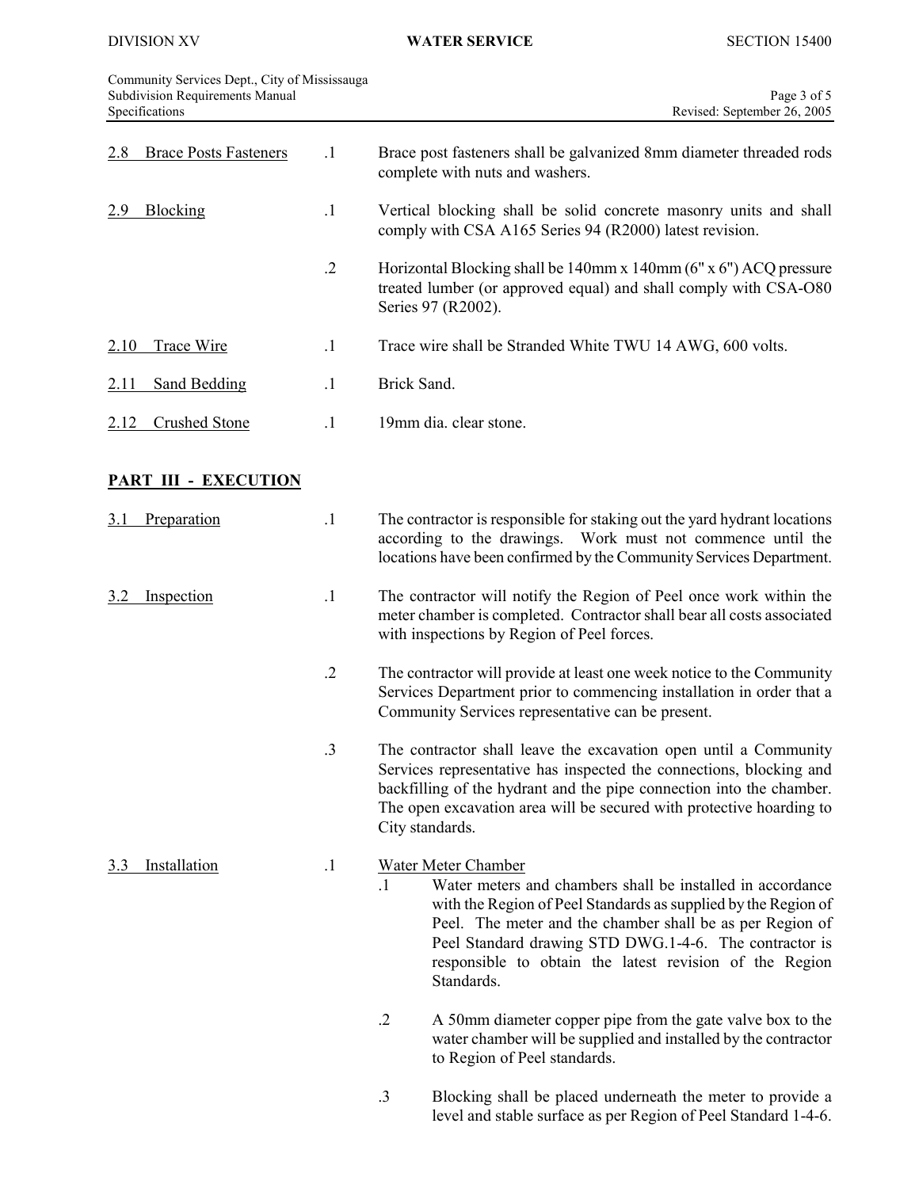2.8 Brace Posts Fasteners

.1 Brace post fasteners shall be galvanized 8mm diameter threaded rods complete with nuts and washers.

2.9 Blocking

.1 Vertical blocking shall be solid concrete masonry units and shall comply with CSA A165 Series 94 (R2000) latest revision.

.2 Horizontal Blocking shall be 140mm x 140mm (6" x 6") ACQ pressure treated lumber (or approved equal) and shall comply with CSA-O80 Series 97 (R2002).

2.10 Trace Wire

.1 Trace wire shall be Stranded White TWU 14 AWG, 600 volts.

2.11 Sand Bedding

.1 Brick Sand.

2.12 Crushed Stone

.1 19mm dia. clear stone.

## PART III - EXECUTION

3.1 Preparation

.1 The contractor is responsible for staking out the yard hydrant locations according to the drawings. Work must not commence until the locations have been confirmed by the Community Services Department.

3.2 Inspection

.1 The contractor will notify the Region of Peel once work within the meter chamber is completed. Contractor shall bear all costs associated with inspections by Region of Peel forces.

.2 The contractor will provide at least one week notice to the Community Services Department prior to commencing installation in order that a Community Services representative can be present.

.3 The contractor shall leave the excavation open until a Community Services representative has inspected the connections, blocking and backfilling of the hydrant and the pipe connection into the chamber. The open excavation area will be secured with protective hoarding to City standards.

3.3 Installation

.1 Water Meter Chamber

- .1 Water meters and chambers shall be installed in accordance with the Region of Peel Standards as supplied by the Region of Peel. The meter and the chamber shall be as per Region of Peel Standard drawing STD DWG.1-4-6. The contractor is responsible to obtain the latest revision of the Region Standards.

- .2 A 50mm diameter copper pipe from the gate valve box to the water chamber will be supplied and installed by the contractor to Region of Peel standards.

- .3 Blocking shall be placed underneath the meter to provide a level and stable surface as per Region of Peel Standard 1-4-6.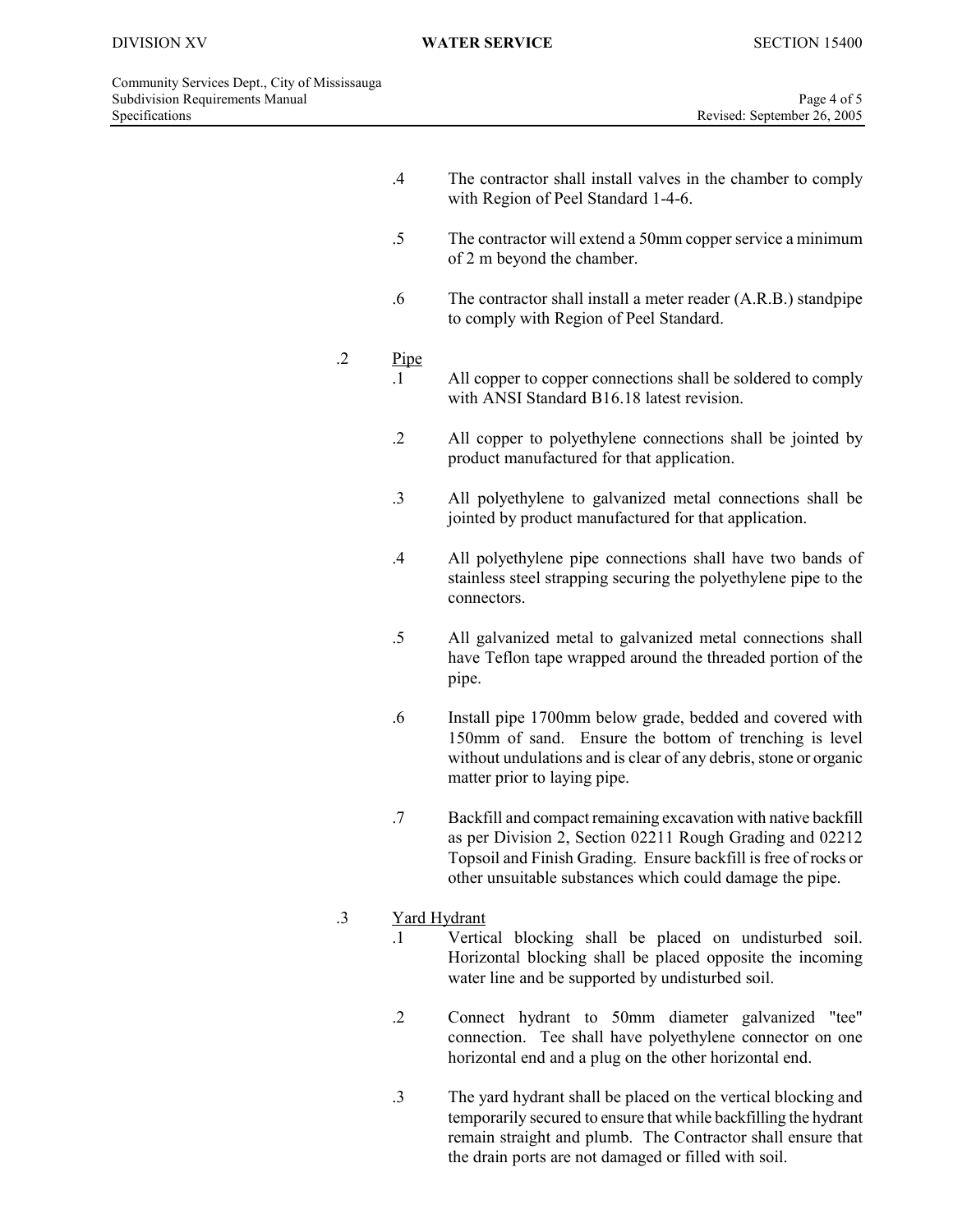.4 The contractor shall install valves in the chamber to comply with Region of Peel Standard 1-4-6.

.5 The contractor will extend a 50mm copper service a minimum of 2 m beyond the chamber.

.6 The contractor shall install a meter reader (A.R.B.) standpipe to comply with Region of Peel Standard.

.2 <u>Pipe</u>

.1 All copper to copper connections shall be soldered to comply with ANSI Standard B16.18 latest revision.

.2 All copper to polyethylene connections shall be jointed by product manufactured for that application.

.3 All polyethylene to galvanized metal connections shall be jointed by product manufactured for that application.

.4 All polyethylene pipe connections shall have two bands of stainless steel strapping securing the polyethylene pipe to the connectors.

.5 All galvanized metal to galvanized metal connections shall have Teflon tape wrapped around the threaded portion of the pipe.

.6 Install pipe 1700mm below grade, bedded and covered with 150mm of sand. Ensure the bottom of trenching is level without undulations and is clear of any debris, stone or organic matter prior to laying pipe.

.7 Backfill and compact remaining excavation with native backfill as per Division 2, Section 02211 Rough Grading and 02212 Topsoil and Finish Grading. Ensure backfill is free of rocks or other unsuitable substances which could damage the pipe.

.3 <u>Yard Hydrant</u>

.1 Vertical blocking shall be placed on undisturbed soil. Horizontal blocking shall be placed opposite the incoming water line and be supported by undisturbed soil.

.2 Connect hydrant to 50mm diameter galvanized "tee" connection. Tee shall have polyethylene connector on one horizontal end and a plug on the other horizontal end.

.3 The yard hydrant shall be placed on the vertical blocking and temporarily secured to ensure that while backfilling the hydrant remain straight and plumb. The Contractor shall ensure that the drain ports are not damaged or filled with soil.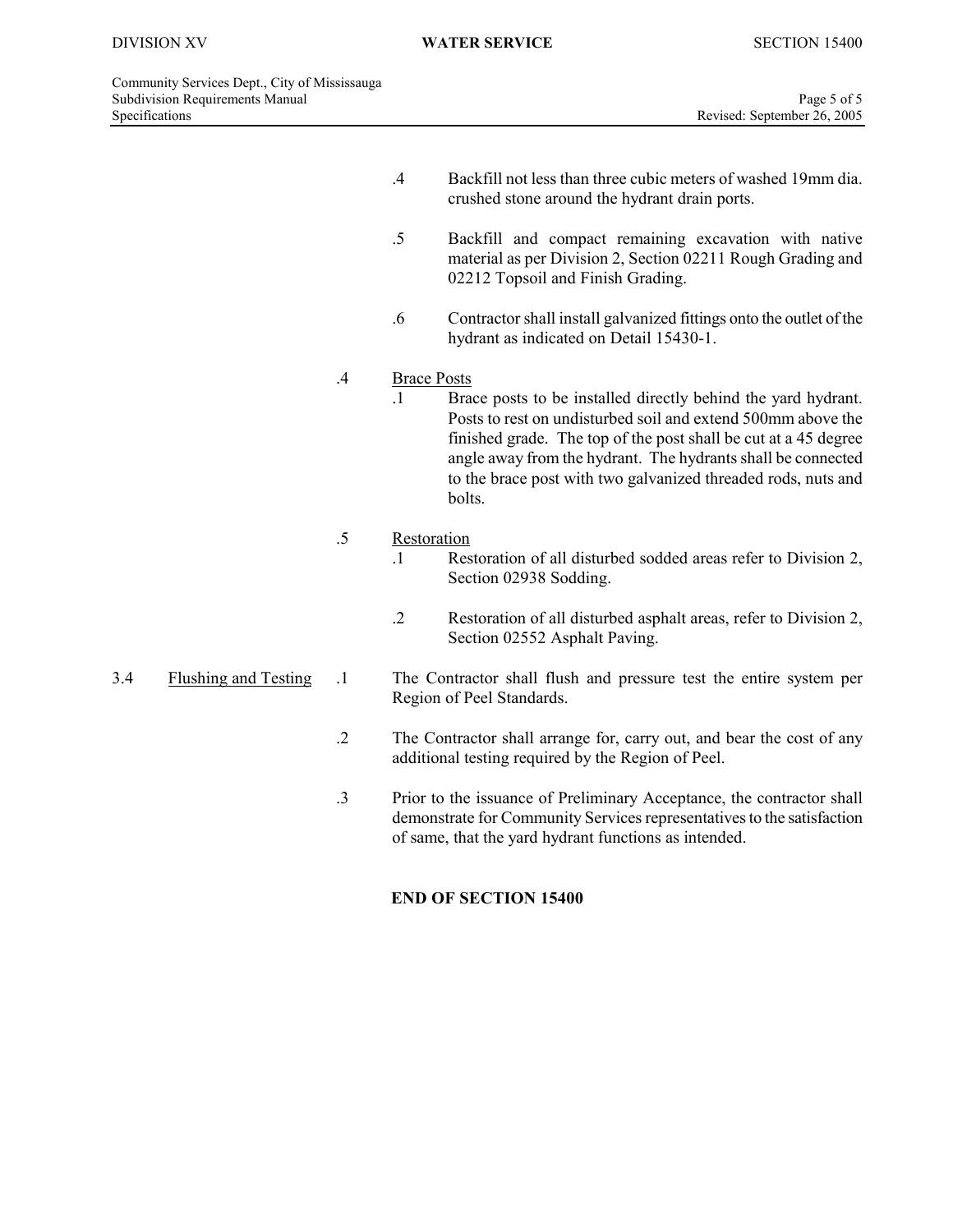.4 Backfill not less than three cubic meters of washed 19mm dia. crushed stone around the hydrant drain ports.

.5 Backfill and compact remaining excavation with native material as per Division 2, Section 02211 Rough Grading and 02212 Topsoil and Finish Grading.

.6 Contractor shall install galvanized fittings onto the outlet of the hydrant as indicated on Detail 15430-1.

.4 Brace Posts

.1 Brace posts to be installed directly behind the yard hydrant. Posts to rest on undisturbed soil and extend 500mm above the finished grade. The top of the post shall be cut at a 45 degree angle away from the hydrant. The hydrants shall be connected to the brace post with two galvanized threaded rods, nuts and bolts.

.5 Restoration

.1 Restoration of all disturbed sodded areas refer to Division 2, Section 02938 Sodding.

.2 Restoration of all disturbed asphalt areas, refer to Division 2, Section 02552 Asphalt Paving.

## 3.4 Flushing and Testing

.1 The Contractor shall flush and pressure test the entire system per Region of Peel Standards.

.2 The Contractor shall arrange for, carry out, and bear the cost of any additional testing required by the Region of Peel.

.3 Prior to the issuance of Preliminary Acceptance, the contractor shall demonstrate for Community Services representatives to the satisfaction of same, that the yard hydrant functions as intended.

**END OF SECTION 15400**